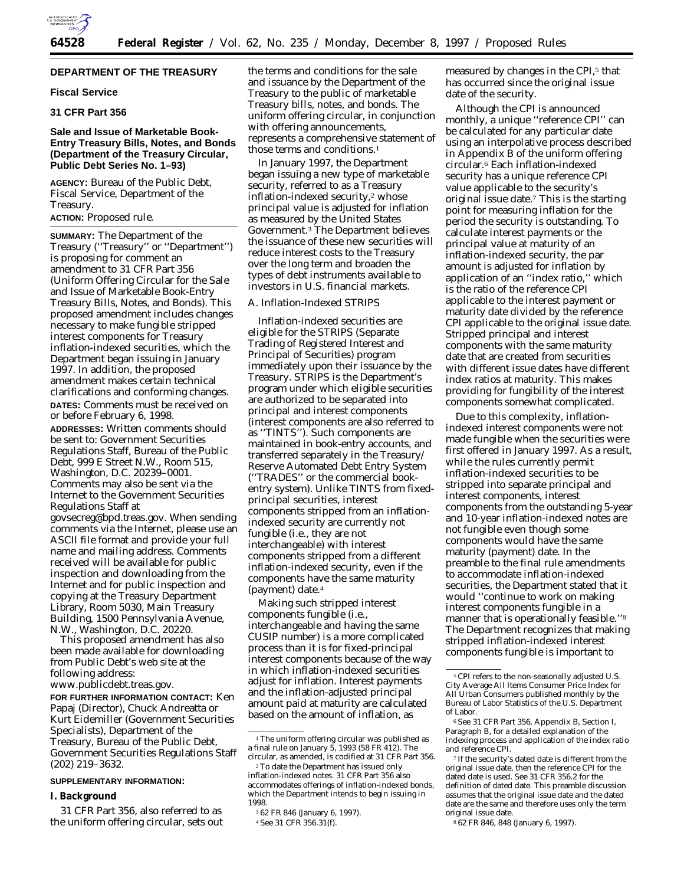## DEPARTMENT OF THE TREASURY

### Fiscal Service

### 31 CFR Part 356

### Sale and Issue of Marketable Book-Entry Treasury Bills, Notes, and Bonds (Department of the Treasury Circular, Public Debt Series No. 1–93)

**AGENCY:** Bureau of the Public Debt, Fiscal Service, Department of the Treasury.

**ACTION:** Proposed rule.

**SUMMARY:** The Department of the Treasury (''Treasury'' or ''Department'') is proposing for comment an amendment to 31 CFR Part 356 (Uniform Offering Circular for the Sale and Issue of Marketable Book-Entry Treasury Bills, Notes, and Bonds). This proposed amendment includes changes necessary to make fungible stripped interest components for Treasury inflation-indexed securities, which the Department began issuing in January 1997. In addition, the proposed amendment makes certain technical clarifications and conforming changes.

**DATES:** Comments must be received on or before February 6, 1998.

**ADDRESSES:** Written comments should be sent to: Government Securities Regulations Staff, Bureau of the Public Debt, 999 E Street N.W., Room 515, Washington, D.C. 20239–0001. Comments may also be sent via the Internet to the Government Securities Regulations Staff at govsecreg@bpd.treas.gov. When sending comments via the Internet, please use an ASCII file format and provide your full name and mailing address. Comments received will be available for public inspection and downloading from the Internet and for public inspection and copying at the Treasury Department Library, Room 5030, Main Treasury Building, 1500 Pennsylvania Avenue, N.W., Washington, D.C. 20220.

This proposed amendment has also been made available for downloading from Public Debt's web site at the following address: www.publicdebt.treas.gov.

**FOR FURTHER INFORMATION CONTACT:** Ken Papaj (Director), Chuck Andreatta or Kurt Eidemiller (Government Securities Specialists), Department of the Treasury, Bureau of the Public Debt, Government Securities Regulations Staff (202) 219–3632.

**SUPPLEMENTARY INFORMATION:**

## I. Background

31 CFR Part 356, also referred to as the uniform offering circular, sets out the terms and conditions for the sale and issuance by the Department of the Treasury to the public of marketable Treasury bills, notes, and bonds. The uniform offering circular, in conjunction with offering announcements, represents a comprehensive statement of those terms and conditions.[1]

In January 1997, the Department began issuing a new type of marketable security, referred to as a Treasury inflation-indexed security,[2] whose principal value is adjusted for inflation as measured by the United States Government.[3] The Department believes the issuance of these new securities will reduce interest costs to the Treasury over the long term and broaden the types of debt instruments available to investors in U.S. financial markets.

### A. Inflation-Indexed STRIPS

Inflation-indexed securities are eligible for the STRIPS (Separate Trading of Registered Interest and Principal of Securities) program immediately upon their issuance by the Treasury. STRIPS is the Department's program under which eligible securities are authorized to be separated into principal and interest components (interest components are also referred to as ''TINTS''). Such components are maintained in book-entry accounts, and transferred separately in the Treasury/Reserve Automated Debt Entry System (''TRADES'' or the commercial book-entry system). Unlike TINTS from fixed-principal securities, interest components stripped from an inflation-indexed security are currently not fungible (i.e., they are not interchangeable) with interest components stripped from a different inflation-indexed security, even if the components have the same maturity (payment) date.[4]

Making such stripped interest components fungible (i.e., interchangeable and having the same CUSIP number) is a more complicated process than it is for fixed-principal interest components because of the way in which inflation-indexed securities adjust for inflation. Interest payments and the inflation-adjusted principal amount paid at maturity are calculated based on the amount of inflation, as measured by changes in the CPI,[5] that has occurred since the original issue date of the security.

Although the CPI is announced monthly, a unique ''reference CPI'' can be calculated for any particular date using an interpolative process described in Appendix B of the uniform offering circular.[6] Each inflation-indexed security has a unique reference CPI value applicable to the security's original issue date.[7] This is the starting point for measuring inflation for the period the security is outstanding. To calculate interest payments or the principal value at maturity of an inflation-indexed security, the par amount is adjusted for inflation by application of an ''index ratio,'' which is the ratio of the reference CPI applicable to the interest payment or maturity date divided by the reference CPI applicable to the original issue date. Stripped principal and interest components with the same maturity date that are created from securities with different issue dates have different index ratios at maturity. This makes providing for fungibility of the interest components somewhat complicated.

Due to this complexity, inflation-indexed interest components were not made fungible when the securities were first offered in January 1997. As a result, while the rules currently permit inflation-indexed securities to be stripped into separate principal and interest components, interest components from the outstanding 5-year and 10-year inflation-indexed notes are not fungible even though some components would have the same maturity (payment) date. In the preamble to the final rule amendments to accommodate inflation-indexed securities, the Department stated that it would ''continue to work on making interest components fungible in a manner that is operationally feasible.''[8] The Department recognizes that making stripped inflation-indexed interest components fungible is important to

---

[1] The uniform offering circular was published as a final rule on January 5, 1993 (58 FR 412). The circular, as amended, is codified at 31 CFR Part 356.

[2] To date the Department has issued only inflation-indexed notes. 31 CFR Part 356 also accommodates offerings of inflation-indexed bonds, which the Department intends to begin issuing in 1998.

[3] 62 FR 846 (January 6, 1997).

[4] See 31 CFR 356.31(f).

[5] CPI refers to the non-seasonally adjusted U.S. City Average All Items Consumer Price Index for All Urban Consumers published monthly by the Bureau of Labor Statistics of the U.S. Department of Labor.

[6] See 31 CFR Part 356, Appendix B, Section I, Paragraph B, for a detailed explanation of the indexing process and application of the index ratio and reference CPI.

[7] If the security's dated date is different from the original issue date, then the reference CPI for the dated date is used. See 31 CFR 356.2 for the definition of dated date. This preamble discussion assumes that the original issue date and the dated date are the same and therefore uses only the term original issue date.

[8] 62 FR 846, 848 (January 6, 1997).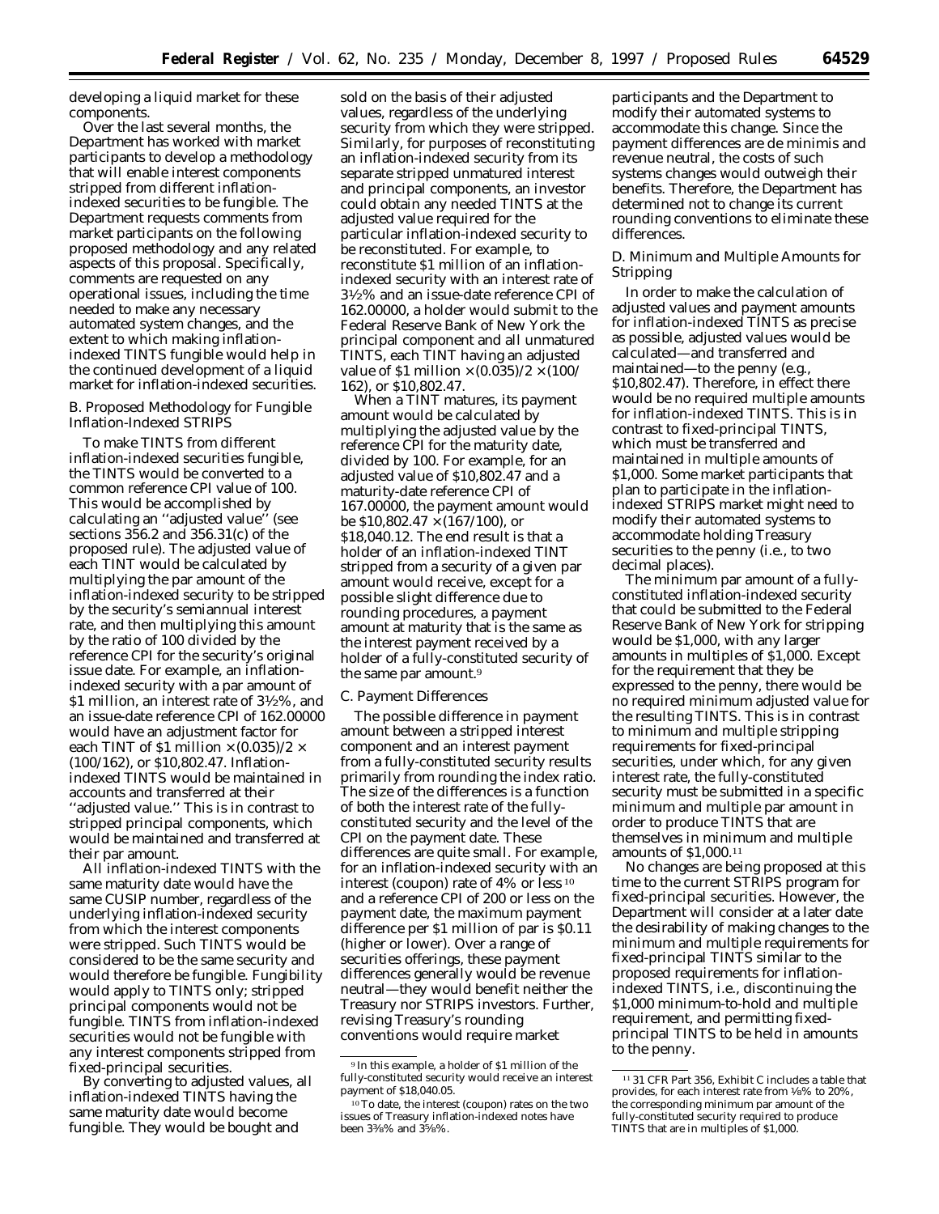developing a liquid market for these components.

Over the last several months, the Department has worked with market participants to develop a methodology that will enable interest components stripped from different inflation-indexed securities to be fungible. The Department requests comments from market participants on the following proposed methodology and any related aspects of this proposal. Specifically, comments are requested on any operational issues, including the time needed to make any necessary automated system changes, and the extent to which making inflation-indexed TINTS fungible would help in the continued development of a liquid market for inflation-indexed securities.

### B. Proposed Methodology for Fungible Inflation-Indexed STRIPS

To make TINTS from different inflation-indexed securities fungible, the TINTS would be converted to a common reference CPI value of 100. This would be accomplished by calculating an ''adjusted value'' (see sections 356.2 and 356.31(c) of the proposed rule). The adjusted value of each TINT would be calculated by multiplying the par amount of the inflation-indexed security to be stripped by the security's semiannual interest rate, and then multiplying this amount by the ratio of 100 divided by the reference CPI for the security's original issue date. For example, an inflation-indexed security with a par amount of \$1 million, an interest rate of 3½%, and an issue-date reference CPI of 162.00000 would have an adjustment factor for each TINT of \$1 million × (0.035)/2 × (100/162), or \$10,802.47. Inflation-indexed TINTS would be maintained in accounts and transferred at their ''adjusted value.'' This is in contrast to stripped principal components, which would be maintained and transferred at their par amount.

All inflation-indexed TINTS with the same maturity date would have the same CUSIP number, regardless of the underlying inflation-indexed security from which the interest components were stripped. Such TINTS would be considered to be the same security and would therefore be fungible. Fungibility would apply to TINTS only; stripped principal components would not be fungible. TINTS from inflation-indexed securities would not be fungible with any interest components stripped from fixed-principal securities.

By converting to adjusted values, all inflation-indexed TINTS having the same maturity date would become fungible. They would be bought and sold on the basis of their adjusted values, regardless of the underlying security from which they were stripped. Similarly, for purposes of reconstituting an inflation-indexed security from its separate stripped unmatured interest and principal components, an investor could obtain any needed TINTS at the adjusted value required for the particular inflation-indexed security to be reconstituted. For example, to reconstitute \$1 million of an inflation-indexed security with an interest rate of 3½% and an issue-date reference CPI of 162.00000, a holder would submit to the Federal Reserve Bank of New York the principal component and all unmatured TINTS, each TINT having an adjusted value of \$1 million × (0.035)/2 × (100/162), or \$10,802.47.

When a TINT matures, its payment amount would be calculated by multiplying the adjusted value by the reference CPI for the maturity date, divided by 100. For example, for an adjusted value of \$10,802.47 and a maturity-date reference CPI of 167.00000, the payment amount would be \$10,802.47 × (167/100), or \$18,040.12. The end result is that a holder of an inflation-indexed TINT stripped from a security of a given par amount would receive, except for a possible slight difference due to rounding procedures, a payment amount at maturity that is the same as the interest payment received by a holder of a fully-constituted security of the same par amount.[9]

### C. Payment Differences

The possible difference in payment amount between a stripped interest component and an interest payment from a fully-constituted security results primarily from rounding the index ratio. The size of the differences is a function of both the interest rate of the fully-constituted security and the level of the CPI on the payment date. These differences are quite small. For example, for an inflation-indexed security with an interest (coupon) rate of 4% or less[10] and a reference CPI of 200 or less on the payment date, the maximum payment difference per \$1 million of par is \$0.11 (higher or lower). Over a range of securities offerings, these payment differences generally would be revenue neutral—they would benefit neither the Treasury nor STRIPS investors. Further, revising Treasury's rounding conventions would require market participants and the Department to modify their automated systems to accommodate this change. Since the payment differences are de minimis and revenue neutral, the costs of such systems changes would outweigh their benefits. Therefore, the Department has determined not to change its current rounding conventions to eliminate these differences.

### D. Minimum and Multiple Amounts for Stripping

In order to make the calculation of adjusted values and payment amounts for inflation-indexed TINTS as precise as possible, adjusted values would be calculated—and transferred and maintained—to the penny (e.g., \$10,802.47). Therefore, in effect there would be no required multiple amounts for inflation-indexed TINTS. This is in contrast to fixed-principal TINTS, which must be transferred and maintained in multiple amounts of \$1,000. Some market participants that plan to participate in the inflation-indexed STRIPS market might need to modify their automated systems to accommodate holding Treasury securities to the penny (i.e., to two decimal places).

The minimum par amount of a fully-constituted inflation-indexed security that could be submitted to the Federal Reserve Bank of New York for stripping would be \$1,000, with any larger amounts in multiples of \$1,000. Except for the requirement that they be expressed to the penny, there would be no required minimum adjusted value for the resulting TINTS. This is in contrast to minimum and multiple stripping requirements for fixed-principal securities, under which, for any given interest rate, the fully-constituted security must be submitted in a specific minimum and multiple par amount in order to produce TINTS that are themselves in minimum and multiple amounts of \$1,000.[11]

No changes are being proposed at this time to the current STRIPS program for fixed-principal securities. However, the Department will consider at a later date the desirability of making changes to the minimum and multiple requirements for fixed-principal TINTS similar to the proposed requirements for inflation-indexed TINTS, i.e., discontinuing the \$1,000 minimum-to-hold and multiple requirement, and permitting fixed-principal TINTS to be held in amounts to the penny.

---

[9] In this example, a holder of \$1 million of the fully-constituted security would receive an interest payment of \$18,040.05.

[10] To date, the interest (coupon) rates on the two issues of Treasury inflation-indexed notes have been 3⅜% and 3⅝%.

[11] 31 CFR Part 356, Exhibit C includes a table that provides, for each interest rate from ⅛% to 20%, the corresponding minimum par amount of the fully-constituted security required to produce TINTS that are in multiples of \$1,000.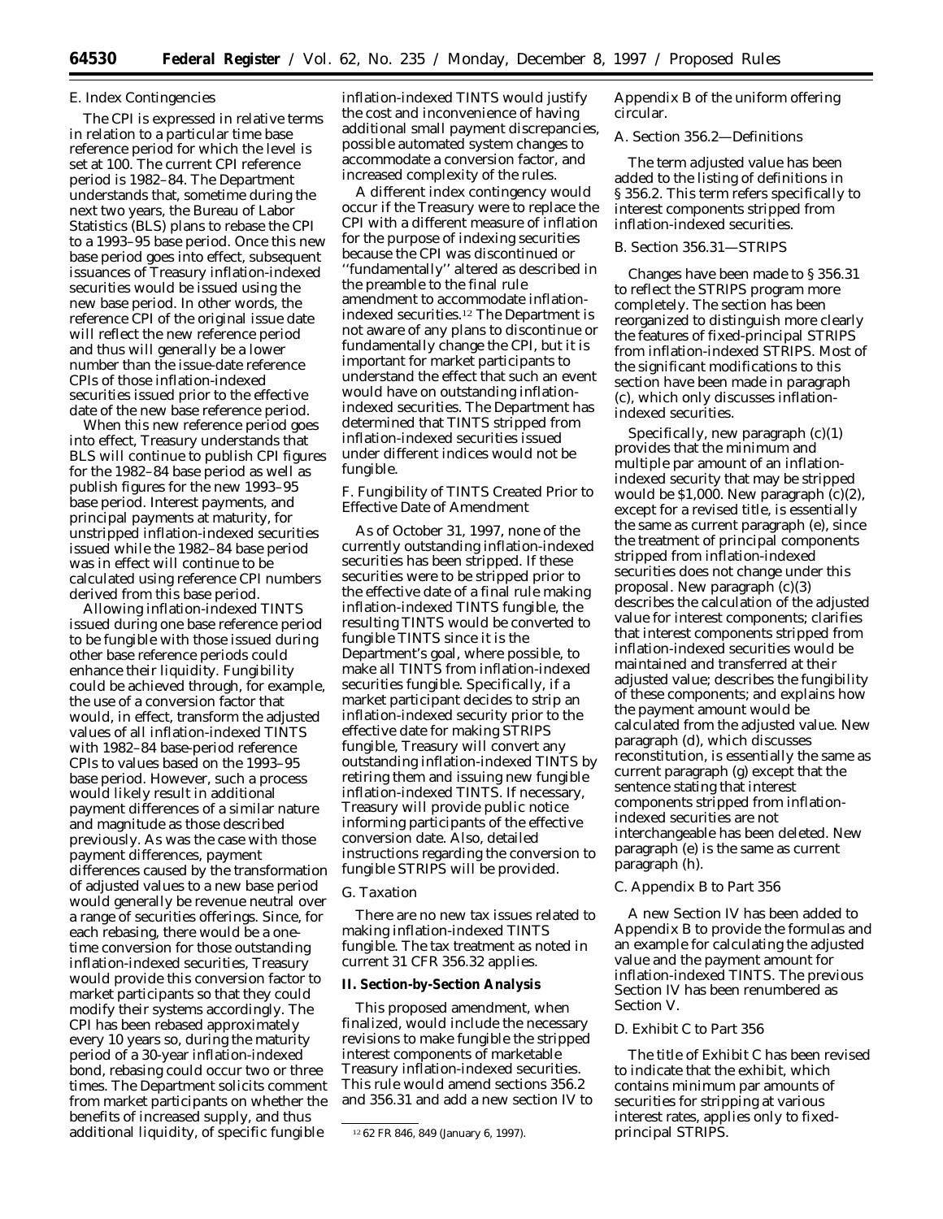### E. Index Contingencies

The CPI is expressed in relative terms in relation to a particular time base reference period for which the level is set at 100. The current CPI reference period is 1982–84. The Department understands that, sometime during the next two years, the Bureau of Labor Statistics (BLS) plans to rebase the CPI to a 1993–95 base period. Once this new base period goes into effect, subsequent issuances of Treasury inflation-indexed securities would be issued using the new base period. In other words, the reference CPI of the original issue date will reflect the new reference period and thus will generally be a lower number than the issue-date reference CPIs of those inflation-indexed securities issued prior to the effective date of the new base reference period.

When this new reference period goes into effect, Treasury understands that BLS will continue to publish CPI figures for the 1982–84 base period as well as publish figures for the new 1993–95 base period. Interest payments, and principal payments at maturity, for unstripped inflation-indexed securities issued while the 1982–84 base period was in effect will continue to be calculated using reference CPI numbers derived from this base period.

Allowing inflation-indexed TINTS issued during one base reference period to be fungible with those issued during other base reference periods could enhance their liquidity. Fungibility could be achieved through, for example, the use of a conversion factor that would, in effect, transform the adjusted values of all inflation-indexed TINTS with 1982–84 base-period reference CPIs to values based on the 1993–95 base period. However, such a process would likely result in additional payment differences of a similar nature and magnitude as those described previously. As was the case with those payment differences, payment differences caused by the transformation of adjusted values to a new base period would generally be revenue neutral over a range of securities offerings. Since, for each rebasing, there would be a one-time conversion for those outstanding inflation-indexed securities, Treasury would provide this conversion factor to market participants so that they could modify their systems accordingly. The CPI has been rebased approximately every 10 years so, during the maturity period of a 30-year inflation-indexed bond, rebasing could occur two or three times. The Department solicits comment from market participants on whether the benefits of increased supply, and thus additional liquidity, of specific fungible inflation-indexed TINTS would justify the cost and inconvenience of having additional small payment discrepancies, possible automated system changes to accommodate a conversion factor, and increased complexity of the rules.

A different index contingency would occur if the Treasury were to replace the CPI with a different measure of inflation for the purpose of indexing securities because the CPI was discontinued or "fundamentally" altered as described in the preamble to the final rule amendment to accommodate inflation-indexed securities.[12] The Department is not aware of any plans to discontinue or fundamentally change the CPI, but it is important for market participants to understand the effect that such an event would have on outstanding inflation-indexed securities. The Department has determined that TINTS stripped from inflation-indexed securities issued under different indices would not be fungible.

### F. Fungibility of TINTS Created Prior to Effective Date of Amendment

As of October 31, 1997, none of the currently outstanding inflation-indexed securities has been stripped. If these securities were to be stripped prior to the effective date of a final rule making inflation-indexed TINTS fungible, the resulting TINTS would be converted to fungible TINTS since it is the Department's goal, where possible, to make all TINTS from inflation-indexed securities fungible. Specifically, if a market participant decides to strip an inflation-indexed security prior to the effective date for making STRIPS fungible, Treasury will convert any outstanding inflation-indexed TINTS by retiring them and issuing new fungible inflation-indexed TINTS. If necessary, Treasury will provide public notice informing participants of the effective conversion date. Also, detailed instructions regarding the conversion to fungible STRIPS will be provided.

### G. Taxation

There are no new tax issues related to making inflation-indexed TINTS fungible. The tax treatment as noted in current 31 CFR 356.32 applies.

## II. Section-by-Section Analysis

This proposed amendment, when finalized, would include the necessary revisions to make fungible the stripped interest components of marketable Treasury inflation-indexed securities. This rule would amend sections 356.2 and 356.31 and add a new section IV to Appendix B of the uniform offering circular.

### A. Section 356.2—Definitions

The term adjusted value has been added to the listing of definitions in § 356.2. This term refers specifically to interest components stripped from inflation-indexed securities.

### B. Section 356.31—STRIPS

Changes have been made to § 356.31 to reflect the STRIPS program more completely. The section has been reorganized to distinguish more clearly the features of fixed-principal STRIPS from inflation-indexed STRIPS. Most of the significant modifications to this section have been made in paragraph (c), which only discusses inflation-indexed securities.

Specifically, new paragraph (c)(1) provides that the minimum and multiple par amount of an inflation-indexed security that may be stripped would be $1,000. New paragraph (c)(2), except for a revised title, is essentially the same as current paragraph (e), since the treatment of principal components stripped from inflation-indexed securities does not change under this proposal. New paragraph (c)(3) describes the calculation of the adjusted value for interest components; clarifies that interest components stripped from inflation-indexed securities would be maintained and transferred at their adjusted value; describes the fungibility of these components; and explains how the payment amount would be calculated from the adjusted value. New paragraph (d), which discusses reconstitution, is essentially the same as current paragraph (g) except that the sentence stating that interest components stripped from inflation-indexed securities are not interchangeable has been deleted. New paragraph (e) is the same as current paragraph (h).

### C. Appendix B to Part 356

A new Section IV has been added to Appendix B to provide the formulas and an example for calculating the adjusted value and the payment amount for inflation-indexed TINTS. The previous Section IV has been renumbered as Section V.

### D. Exhibit C to Part 356

The title of Exhibit C has been revised to indicate that the exhibit, which contains minimum par amounts of securities for stripping at various interest rates, applies only to fixed-principal STRIPS.

---

[12] 62 FR 846, 849 (January 6, 1997).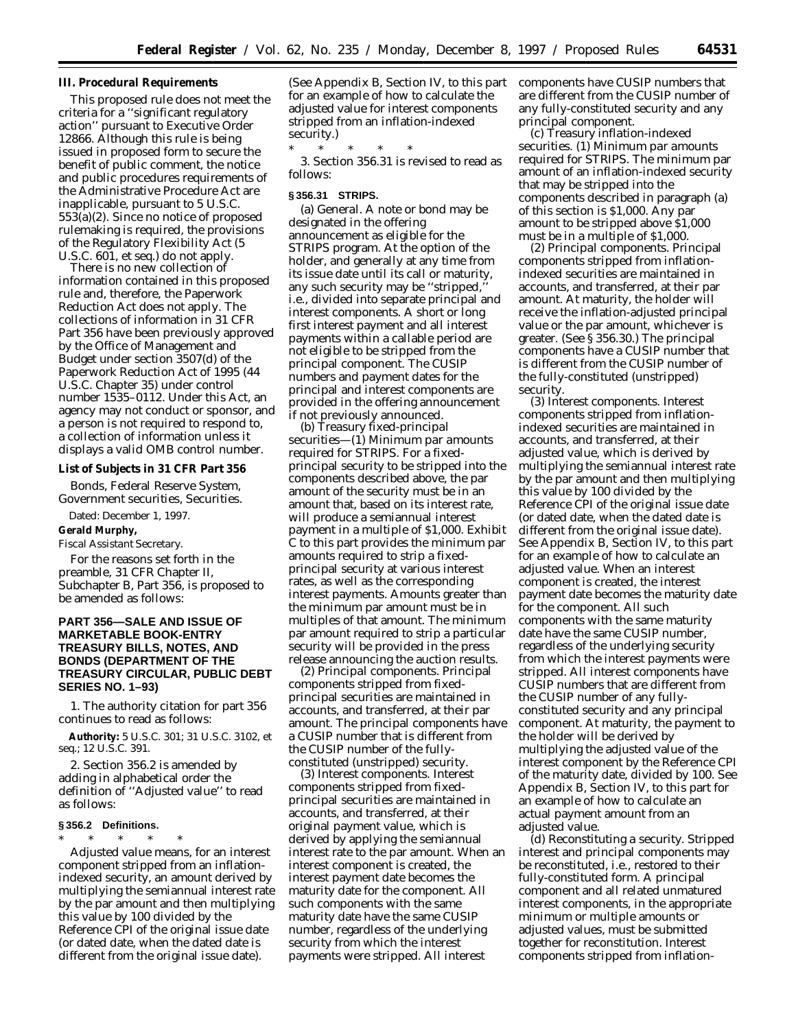## III. Procedural Requirements

This proposed rule does not meet the criteria for a ''significant regulatory action'' pursuant to Executive Order 12866. Although this rule is being issued in proposed form to secure the benefit of public comment, the notice and public procedures requirements of the Administrative Procedure Act are inapplicable, pursuant to 5 U.S.C. 553(a)(2). Since no notice of proposed rulemaking is required, the provisions of the Regulatory Flexibility Act (5 U.S.C. 601, et seq.) do not apply.

There is no new collection of information contained in this proposed rule and, therefore, the Paperwork Reduction Act does not apply. The collections of information in 31 CFR Part 356 have been previously approved by the Office of Management and Budget under section 3507(d) of the Paperwork Reduction Act of 1995 (44 U.S.C. Chapter 35) under control number 1535–0112. Under this Act, an agency may not conduct or sponsor, and a person is not required to respond to, a collection of information unless it displays a valid OMB control number.

### List of Subjects in 31 CFR Part 356

Bonds, Federal Reserve System, Government securities, Securities.

Dated: December 1, 1997.

**Gerald Murphy,**

*Fiscal Assistant Secretary.*

For the reasons set forth in the preamble, 31 CFR Chapter II, Subchapter B, Part 356, is proposed to be amended as follows:

## PART 356—SALE AND ISSUE OF MARKETABLE BOOK-ENTRY TREASURY BILLS, NOTES, AND BONDS (DEPARTMENT OF THE TREASURY CIRCULAR, PUBLIC DEBT SERIES NO. 1–93)

1. The authority citation for part 356 continues to read as follows:

**Authority:** 5 U.S.C. 301; 31 U.S.C. 3102, et seq.; 12 U.S.C. 391.

2. Section 356.2 is amended by adding in alphabetical order the definition of ''Adjusted value'' to read as follows:

### § 356.2 Definitions.

\* \* \* \* \*

*Adjusted value* means, for an interest component stripped from an inflation-indexed security, an amount derived by multiplying the semiannual interest rate by the par amount and then multiplying this value by 100 divided by the Reference CPI of the original issue date (or dated date, when the dated date is different from the original issue date). (See Appendix B, Section IV, to this part for an example of how to calculate the adjusted value for interest components stripped from an inflation-indexed security.)

\* \* \* \* \*

3. Section 356.31 is revised to read as follows:

### § 356.31 STRIPS.

(a) *General.* A note or bond may be designated in the offering announcement as eligible for the STRIPS program. At the option of the holder, and generally at any time from its issue date until its call or maturity, any such security may be ''stripped,'' i.e., divided into separate principal and interest components. A short or long first interest payment and all interest payments within a callable period are not eligible to be stripped from the principal component. The CUSIP numbers and payment dates for the principal and interest components are provided in the offering announcement if not previously announced.

(b) *Treasury fixed-principal securities*—(1) *Minimum par amounts required for STRIPS.* For a fixed-principal security to be stripped into the components described above, the par amount of the security must be in an amount that, based on its interest rate, will produce a semiannual interest payment in a multiple of $1,000. Exhibit C to this part provides the minimum par amounts required to strip a fixed-principal security at various interest rates, as well as the corresponding interest payments. Amounts greater than the minimum par amount must be in multiples of that amount. The minimum par amount required to strip a particular security will be provided in the press release announcing the auction results.

(2) *Principal components.* Principal components stripped from fixed-principal securities are maintained in accounts, and transferred, at their par amount. The principal components have a CUSIP number that is different from the CUSIP number of the fully-constituted (unstripped) security.

(3) *Interest components.* Interest components stripped from fixed-principal securities are maintained in accounts, and transferred, at their original payment value, which is derived by applying the semiannual interest rate to the par amount. When an interest component is created, the interest payment date becomes the maturity date for the component. All such components with the same maturity date have the same CUSIP number, regardless of the underlying security from which the interest payments were stripped. All interest components have CUSIP numbers that are different from the CUSIP number of any fully-constituted security and any principal component.

(c) *Treasury inflation-indexed securities.* (1) *Minimum par amounts required for STRIPS.* The minimum par amount of an inflation-indexed security that may be stripped into the components described in paragraph (a) of this section is $1,000. Any par amount to be stripped above $1,000 must be in a multiple of $1,000.

(2) *Principal components.* Principal components stripped from inflation-indexed securities are maintained in accounts, and transferred, at their par amount. At maturity, the holder will receive the inflation-adjusted principal value or the par amount, whichever is greater. (See § 356.30.) The principal components have a CUSIP number that is different from the CUSIP number of the fully-constituted (unstripped) security.

(3) *Interest components.* Interest components stripped from inflation-indexed securities are maintained in accounts, and transferred, at their adjusted value, which is derived by multiplying the semiannual interest rate by the par amount and then multiplying this value by 100 divided by the Reference CPI of the original issue date (or dated date, when the dated date is different from the original issue date). See Appendix B, Section IV, to this part for an example of how to calculate an adjusted value. When an interest component is created, the interest payment date becomes the maturity date for the component. All such components with the same maturity date have the same CUSIP number, regardless of the underlying security from which the interest payments were stripped. All interest components have CUSIP numbers that are different from the CUSIP number of any fully-constituted security and any principal component. At maturity, the payment to the holder will be derived by multiplying the adjusted value of the interest component by the Reference CPI of the maturity date, divided by 100. See Appendix B, Section IV, to this part for an example of how to calculate an actual payment amount from an adjusted value.

(d) *Reconstituting a security.* Stripped interest and principal components may be reconstituted, i.e., restored to their fully-constituted form. A principal component and all related unmatured interest components, in the appropriate minimum or multiple amounts or adjusted values, must be submitted together for reconstitution. Interest components stripped from inflation-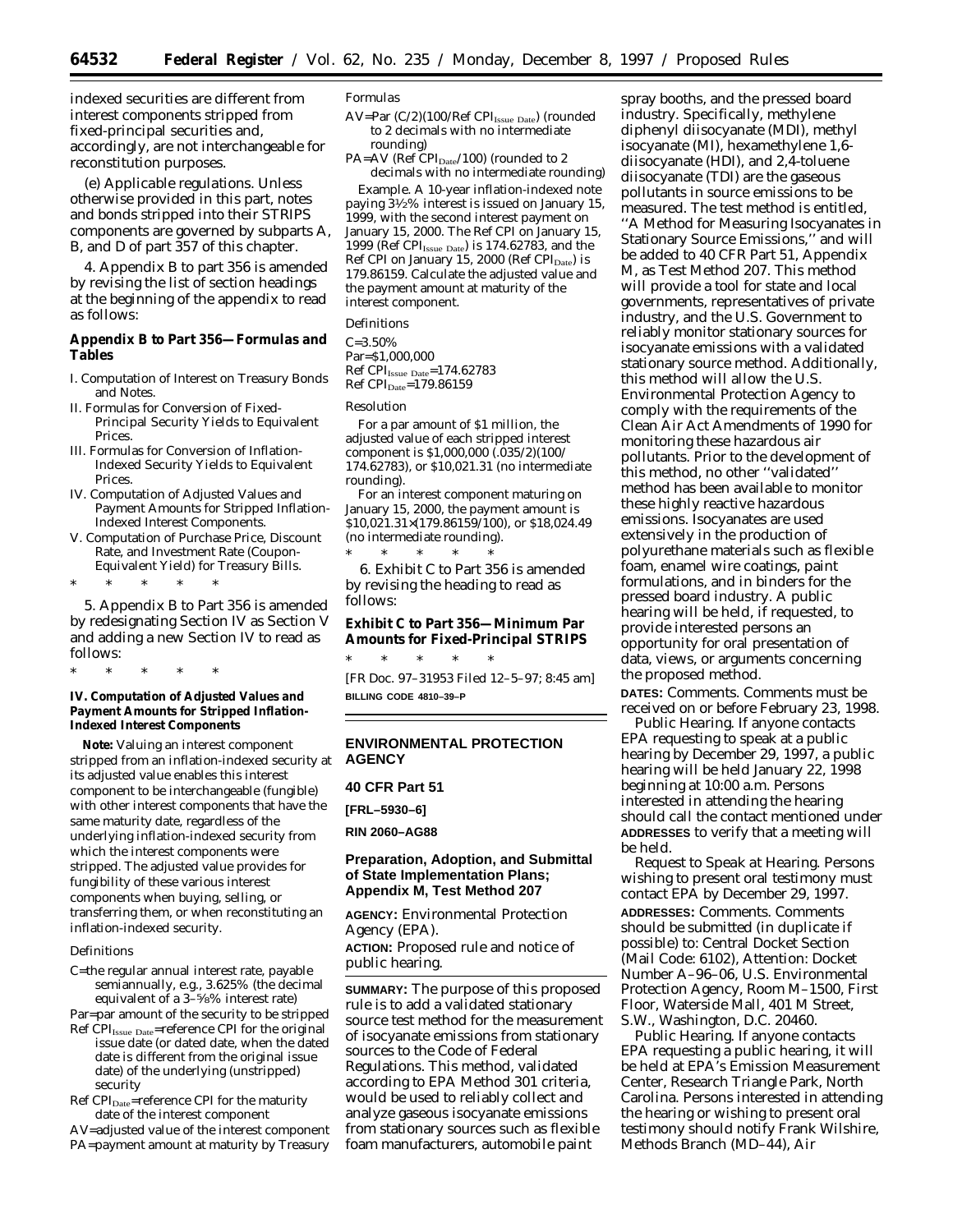indexed securities are different from interest components stripped from fixed-principal securities and, accordingly, are not interchangeable for reconstitution purposes.

(e) *Applicable regulations.* Unless otherwise provided in this part, notes and bonds stripped into their STRIPS components are governed by subparts A, B, and D of part 357 of this chapter.

4. Appendix B to part 356 is amended by revising the list of section headings at the beginning of the appendix to read as follows:

## Appendix B to Part 356—Formulas and Tables

I. Computation of Interest on Treasury Bonds and Notes.

II. Formulas for Conversion of Fixed-Principal Security Yields to Equivalent Prices.

III. Formulas for Conversion of Inflation-Indexed Security Yields to Equivalent Prices.

IV. Computation of Adjusted Values and Payment Amounts for Stripped Inflation-Indexed Interest Components.

V. Computation of Purchase Price, Discount Rate, and Investment Rate (Coupon-Equivalent Yield) for Treasury Bills.

\* \* \* \* \*

5. Appendix B to Part 356 is amended by redesignating Section IV as Section V and adding a new Section IV to read as follows:

\* \* \* \* \*

### IV. Computation of Adjusted Values and Payment Amounts for Stripped Inflation-Indexed Interest Components

**Note:** Valuing an interest component stripped from an inflation-indexed security at its adjusted value enables this interest component to be interchangeable (fungible) with other interest components that have the same maturity date, regardless of the underlying inflation-indexed security from which the interest components were stripped. The adjusted value provides for fungibility of these various interest components when buying, selling, or transferring them, or when reconstituting an inflation-indexed security.

*Definitions*

C=the regular annual interest rate, payable semiannually, e.g., 3.625% (the decimal equivalent of a 3–5⁄8% interest rate)

Par=par amount of the security to be stripped

Ref $CPI_{Issue\ Date}$=reference CPI for the original issue date (or dated date, when the dated date is different from the original issue date) of the underlying (unstripped) security

Ref $CPI_{Date}$=reference CPI for the maturity date of the interest component

AV=adjusted value of the interest component

PA=payment amount at maturity by Treasury

*Formulas*

AV=Par (C/2)(100/Ref $CPI_{Issue\ Date}$) (rounded to 2 decimals with no intermediate rounding)

PA=AV (Ref $CPI_{Date}$/100) (rounded to 2 decimals with no intermediate rounding)

*Example.* A 10-year inflation-indexed note paying 3½% interest is issued on January 15, 1999, with the second interest payment on January 15, 2000. The Ref CPI on January 15, 1999 (Ref $CPI_{Issue\ Date}$) is 174.62783, and the Ref CPI on January 15, 2000 (Ref $CPI_{Date}$) is 179.86159. Calculate the adjusted value and the payment amount at maturity of the interest component.

*Definitions*

C=3.50%
Par=$1,000,000
Ref $CPI_{Issue\ Date}$=174.62783
Ref $CPI_{Date}$=179.86159

*Resolution*

For a par amount of $1 million, the adjusted value of each stripped interest component is $1,000,000 (.035/2)(100/174.62783), or $10,021.31 (no intermediate rounding).

For an interest component maturing on January 15, 2000, the payment amount is $10,021.31×(179.86159/100), or $18,024.49 (no intermediate rounding).

\* \* \* \* \*

6. Exhibit C to Part 356 is amended by revising the heading to read as follows:

## Exhibit C to Part 356—Minimum Par Amounts for Fixed-Principal STRIPS

\* \* \* \* \*

[FR Doc. 97–31953 Filed 12–5–97; 8:45 am]

**BILLING CODE 4810–39–P**

---

## ENVIRONMENTAL PROTECTION AGENCY

**40 CFR Part 51**

**[FRL–5930–6]**

**RIN 2060–AG88**

## Preparation, Adoption, and Submittal of State Implementation Plans; Appendix M, Test Method 207

**AGENCY:** Environmental Protection Agency (EPA).

**ACTION:** Proposed rule and notice of public hearing.

**SUMMARY:** The purpose of this proposed rule is to add a validated stationary source test method for the measurement of isocyanate emissions from stationary sources to the Code of Federal Regulations. This method, validated according to EPA Method 301 criteria, would be used to reliably collect and analyze gaseous isocyanate emissions from stationary sources such as flexible foam manufacturers, automobile paint spray booths, and the pressed board industry. Specifically, methylene diphenyl diisocyanate (MDI), methyl isocyanate (MI), hexamethylene 1,6-diisocyanate (HDI), and 2,4-toluene diisocyanate (TDI) are the gaseous pollutants in source emissions to be measured. The test method is entitled, ''A Method for Measuring Isocyanates in Stationary Source Emissions,'' and will be added to 40 CFR Part 51, Appendix M, as Test Method 207. This method will provide a tool for state and local governments, representatives of private industry, and the U.S. Government to reliably monitor stationary sources for isocyanate emissions with a validated stationary source method. Additionally, this method will allow the U.S. Environmental Protection Agency to comply with the requirements of the Clean Air Act Amendments of 1990 for monitoring these hazardous air pollutants. Prior to the development of this method, no other ''validated'' method has been available to monitor these highly reactive hazardous emissions. Isocyanates are used extensively in the production of polyurethane materials such as flexible foam, enamel wire coatings, paint formulations, and in binders for the pressed board industry. A public hearing will be held, if requested, to provide interested persons an opportunity for oral presentation of data, views, or arguments concerning the proposed method.

**DATES:** *Comments.* Comments must be received on or before February 23, 1998.

*Public Hearing.* If anyone contacts EPA requesting to speak at a public hearing by December 29, 1997, a public hearing will be held January 22, 1998 beginning at 10:00 a.m. Persons interested in attending the hearing should call the contact mentioned under **ADDRESSES** to verify that a meeting will be held.

*Request to Speak at Hearing.* Persons wishing to present oral testimony must contact EPA by December 29, 1997.

**ADDRESSES:** *Comments.* Comments should be submitted (in duplicate if possible) to: Central Docket Section (Mail Code: 6102), Attention: Docket Number A–96–06, U.S. Environmental Protection Agency, Room M–1500, First Floor, Waterside Mall, 401 M Street, S.W., Washington, D.C. 20460.

*Public Hearing.* If anyone contacts EPA requesting a public hearing, it will be held at EPA's Emission Measurement Center, Research Triangle Park, North Carolina. Persons interested in attending the hearing or wishing to present oral testimony should notify Frank Wilshire, Methods Branch (MD–44), Air